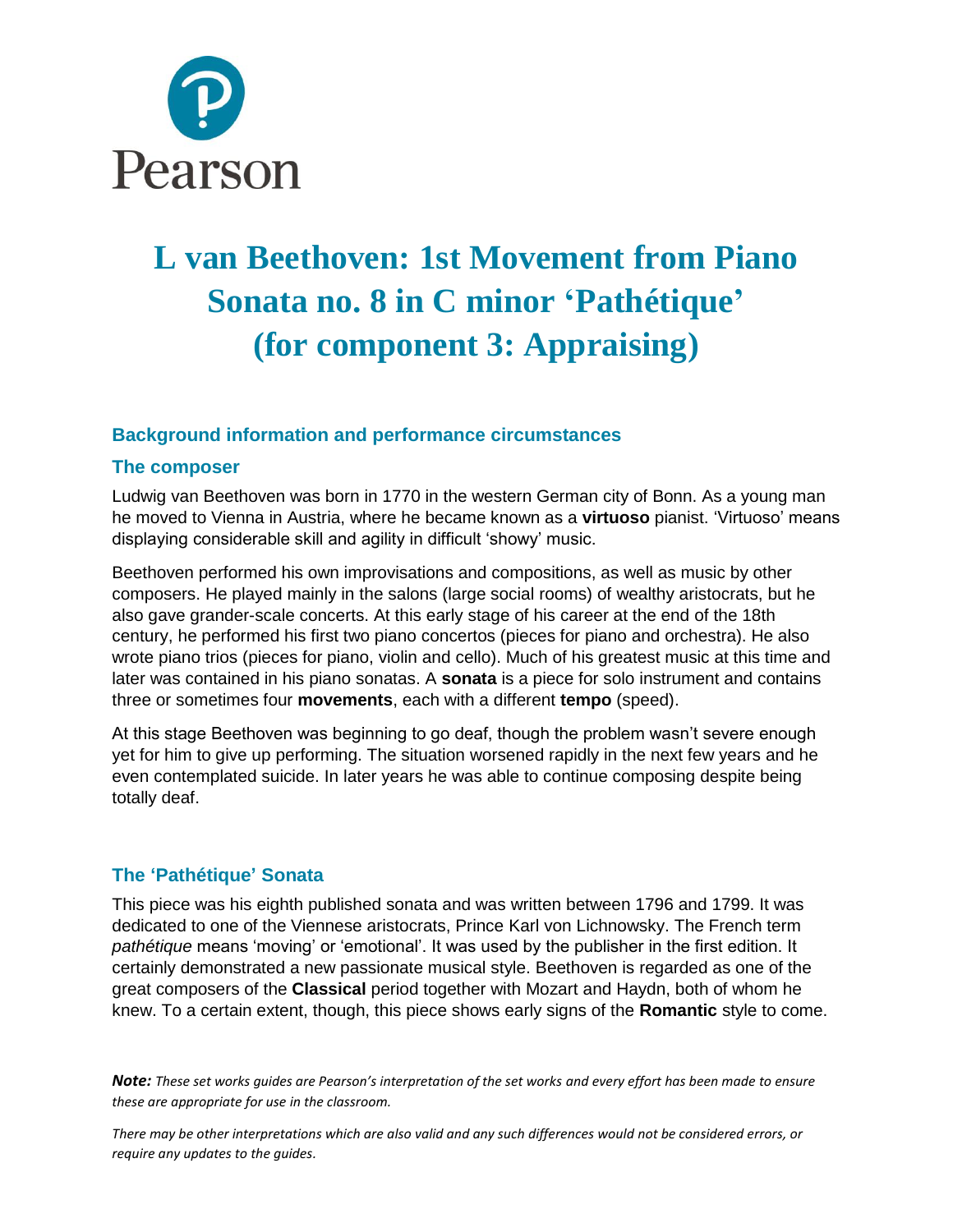# L van Beethoven: 1st Movement from Piano Sonata no. 8 in C minor 'Pathétique' (for component 3: Appraising)

## Background information and performance circumstances

### The composer

Ludwig van Beethoven was born in 1770 in the western German city of Bonn. As a young man he moved to Vienna in Austria, where he became known as a **virtuoso** pianist. 'Virtuoso' means displaying considerable skill and agility in difficult 'showy' music.

Beethoven performed his own improvisations and compositions, as well as music by other composers. He played mainly in the salons (large social rooms) of wealthy aristocrats, but he also gave grander-scale concerts. At this early stage of his career at the end of the 18th century, he performed his first two piano concertos (pieces for piano and orchestra). He also wrote piano trios (pieces for piano, violin and cello). Much of his greatest music at this time and later was contained in his piano sonatas. A **sonata** is a piece for solo instrument and contains three or sometimes four **movements**, each with a different **tempo** (speed).

At this stage Beethoven was beginning to go deaf, though the problem wasn't severe enough yet for him to give up performing. The situation worsened rapidly in the next few years and he even contemplated suicide. In later years he was able to continue composing despite being totally deaf.

### The 'Pathétique' Sonata

This piece was his eighth published sonata and was written between 1796 and 1799. It was dedicated to one of the Viennese aristocrats, Prince Karl von Lichnowsky. The French term *pathétique* means 'moving' or 'emotional'. It was used by the publisher in the first edition. It certainly demonstrated a new passionate musical style. Beethoven is regarded as one of the great composers of the **Classical** period together with Mozart and Haydn, both of whom he knew. To a certain extent, though, this piece shows early signs of the **Romantic** style to come.

***Note:*** *These set works guides are Pearson's interpretation of the set works and every effort has been made to ensure these are appropriate for use in the classroom.*

*There may be other interpretations which are also valid and any such differences would not be considered errors, or require any updates to the guides.*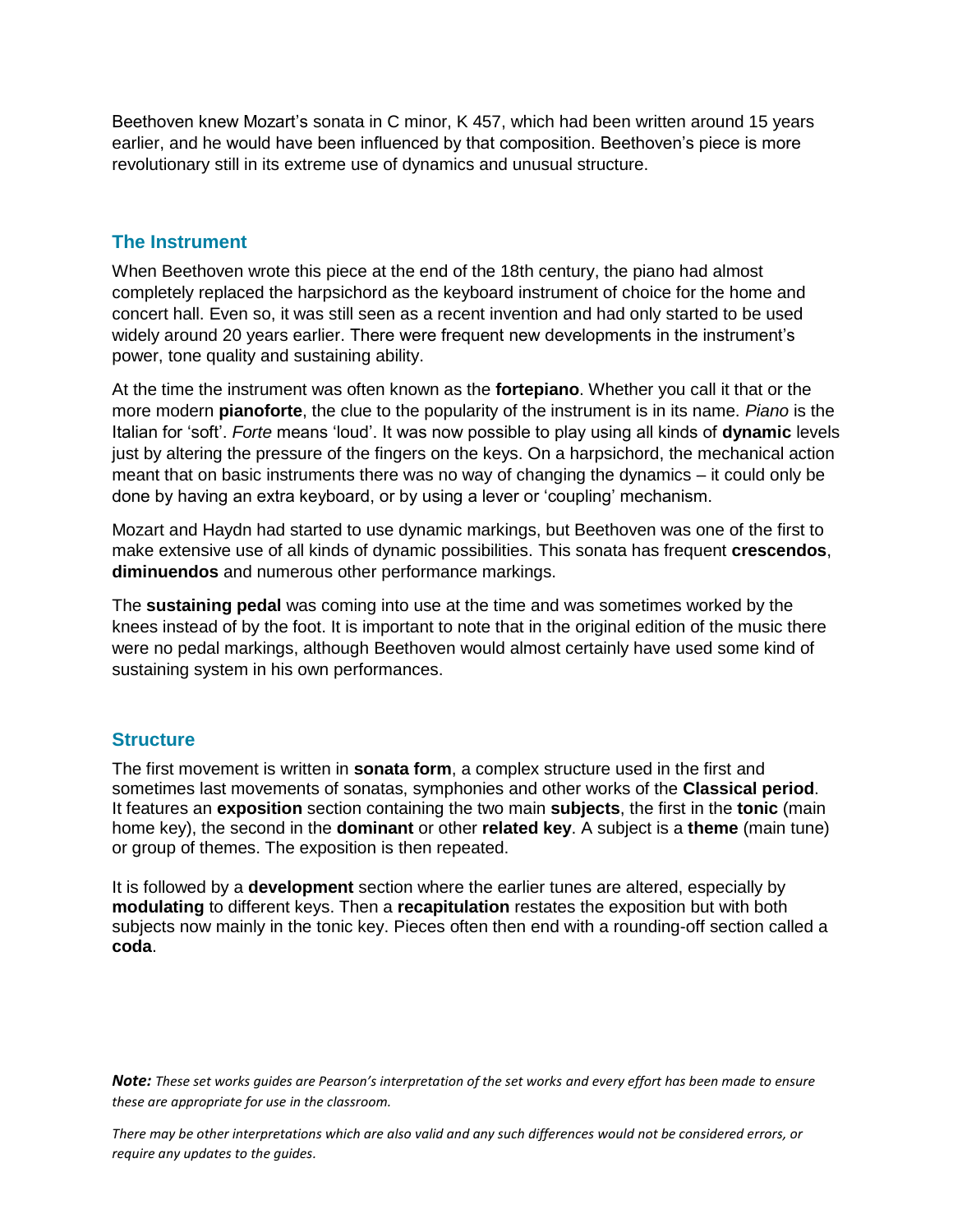Beethoven knew Mozart's sonata in C minor, K 457, which had been written around 15 years earlier, and he would have been influenced by that composition. Beethoven's piece is more revolutionary still in its extreme use of dynamics and unusual structure.

## The Instrument

When Beethoven wrote this piece at the end of the 18th century, the piano had almost completely replaced the harpsichord as the keyboard instrument of choice for the home and concert hall. Even so, it was still seen as a recent invention and had only started to be used widely around 20 years earlier. There were frequent new developments in the instrument's power, tone quality and sustaining ability.

At the time the instrument was often known as the **fortepiano**. Whether you call it that or the more modern **pianoforte**, the clue to the popularity of the instrument is in its name. *Piano* is the Italian for 'soft'. *Forte* means 'loud'. It was now possible to play using all kinds of **dynamic** levels just by altering the pressure of the fingers on the keys. On a harpsichord, the mechanical action meant that on basic instruments there was no way of changing the dynamics – it could only be done by having an extra keyboard, or by using a lever or 'coupling' mechanism.

Mozart and Haydn had started to use dynamic markings, but Beethoven was one of the first to make extensive use of all kinds of dynamic possibilities. This sonata has frequent **crescendos**, **diminuendos** and numerous other performance markings.

The **sustaining pedal** was coming into use at the time and was sometimes worked by the knees instead of by the foot. It is important to note that in the original edition of the music there were no pedal markings, although Beethoven would almost certainly have used some kind of sustaining system in his own performances.

## Structure

The first movement is written in **sonata form**, a complex structure used in the first and sometimes last movements of sonatas, symphonies and other works of the **Classical period**. It features an **exposition** section containing the two main **subjects**, the first in the **tonic** (main home key), the second in the **dominant** or other **related key**. A subject is a **theme** (main tune) or group of themes. The exposition is then repeated.

It is followed by a **development** section where the earlier tunes are altered, especially by **modulating** to different keys. Then a **recapitulation** restates the exposition but with both subjects now mainly in the tonic key. Pieces often then end with a rounding-off section called a **coda**.

***Note:*** *These set works guides are Pearson's interpretation of the set works and every effort has been made to ensure these are appropriate for use in the classroom.*

*There may be other interpretations which are also valid and any such differences would not be considered errors, or require any updates to the guides.*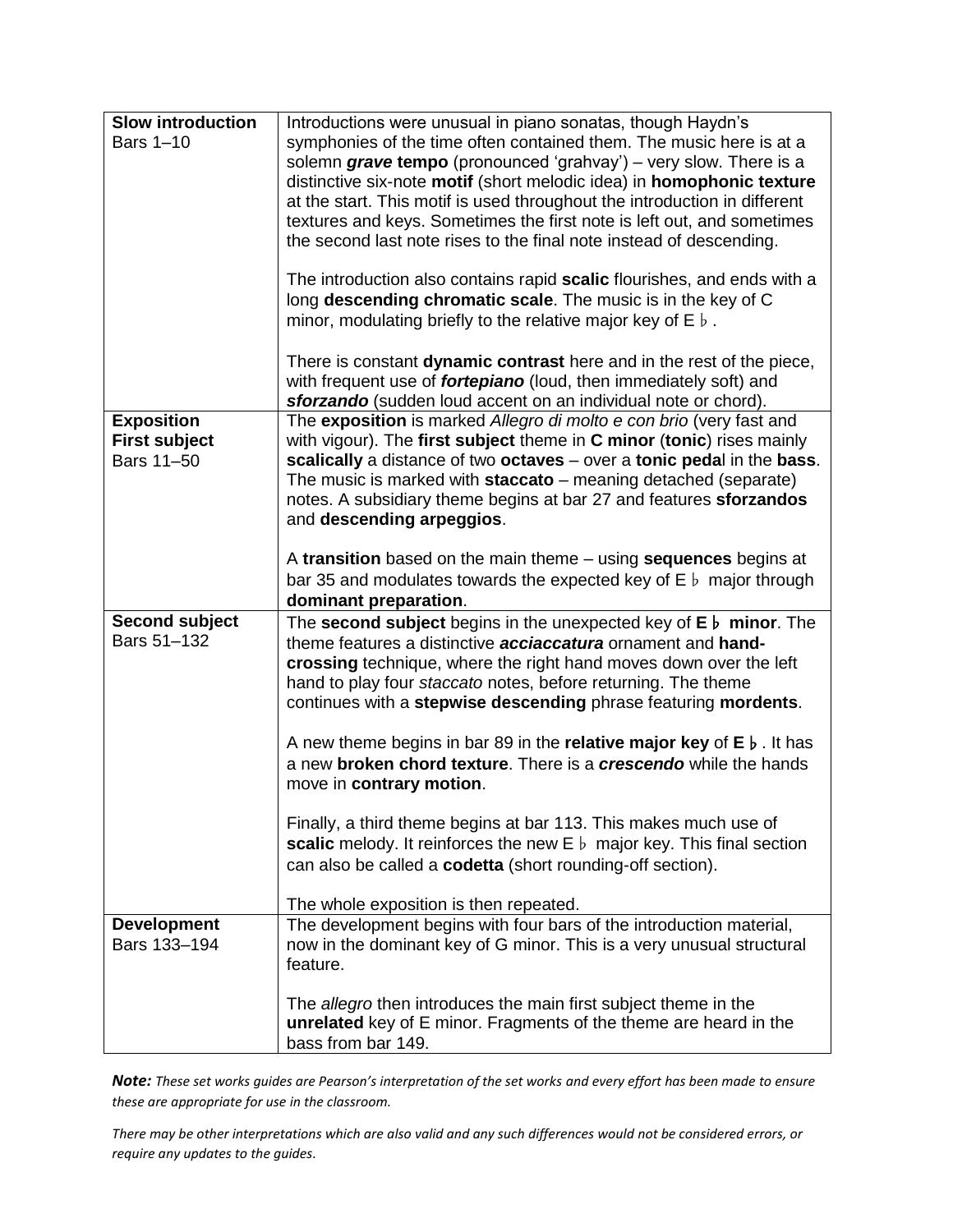| | |
|---|---|
| **Slow introduction**<br>Bars 1–10 | Introductions were unusual in piano sonatas, though Haydn's symphonies of the time often contained them. The music here is at a solemn ***grave* tempo** (pronounced 'grahvay') – very slow. There is a distinctive six-note **motif** (short melodic idea) in **homophonic texture** at the start. This motif is used throughout the introduction in different textures and keys. Sometimes the first note is left out, and sometimes the second last note rises to the final note instead of descending.<br><br>The introduction also contains rapid **scalic** flourishes, and ends with a long **descending chromatic scale**. The music is in the key of C minor, modulating briefly to the relative major key of E♭.<br><br>There is constant **dynamic contrast** here and in the rest of the piece, with frequent use of ***fortepiano*** (loud, then immediately soft) and ***sforzando*** (sudden loud accent on an individual note or chord). |
| **Exposition**<br>**First subject**<br>Bars 11–50 | The **exposition** is marked *Allegro di molto e con brio* (very fast and with vigour). The **first subject** theme in **C minor** (**tonic**) rises mainly **scalically** a distance of two **octaves** – over a **tonic peda**l in the **bass**. The music is marked with **staccato** – meaning detached (separate) notes. A subsidiary theme begins at bar 27 and features **sforzandos** and **descending arpeggios**.<br><br>A **transition** based on the main theme – using **sequences** begins at bar 35 and modulates towards the expected key of E♭ major through **dominant preparation**. |
| **Second subject**<br>Bars 51–132 | The **second subject** begins in the unexpected key of **E♭ minor**. The theme features a distinctive ***acciaccatura*** ornament and **hand-crossing** technique, where the right hand moves down over the left hand to play four *staccato* notes, before returning. The theme continues with a **stepwise descending** phrase featuring **mordents**.<br><br>A new theme begins in bar 89 in the **relative major key** of **E♭**. It has a new **broken chord texture**. There is a ***crescendo*** while the hands move in **contrary motion**.<br><br>Finally, a third theme begins at bar 113. This makes much use of **scalic** melody. It reinforces the new E♭ major key. This final section can also be called a **codetta** (short rounding-off section).<br><br>The whole exposition is then repeated. |
| **Development**<br>Bars 133–194 | The development begins with four bars of the introduction material, now in the dominant key of G minor. This is a very unusual structural feature.<br><br>The *allegro* then introduces the main first subject theme in the **unrelated** key of E minor. Fragments of the theme are heard in the bass from bar 149. |

***Note:*** *These set works guides are Pearson's interpretation of the set works and every effort has been made to ensure these are appropriate for use in the classroom.*

*There may be other interpretations which are also valid and any such differences would not be considered errors, or require any updates to the guides.*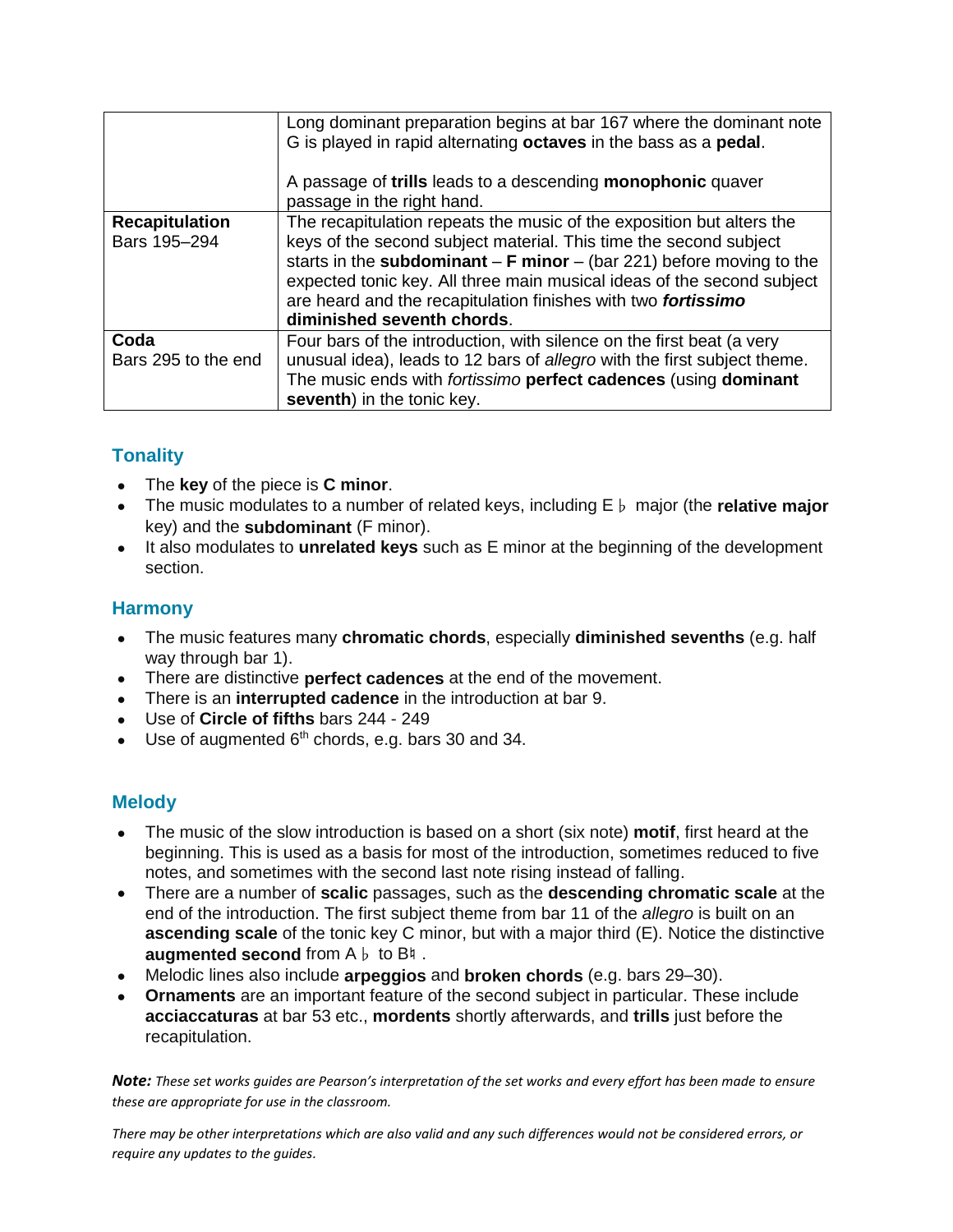|  |  |
|---|---|
|  | Long dominant preparation begins at bar 167 where the dominant note G is played in rapid alternating **octaves** in the bass as a **pedal**.<br><br>A passage of **trills** leads to a descending **monophonic** quaver passage in the right hand. |
| **Recapitulation**<br>Bars 195–294 | The recapitulation repeats the music of the exposition but alters the keys of the second subject material. This time the second subject starts in the **subdominant** – **F minor** – (bar 221) before moving to the expected tonic key. All three main musical ideas of the second subject are heard and the recapitulation finishes with two ***fortissimo*** **diminished seventh chords**. |
| **Coda**<br>Bars 295 to the end | Four bars of the introduction, with silence on the first beat (a very unusual idea), leads to 12 bars of *allegro* with the first subject theme. The music ends with *fortissimo* **perfect cadences** (using **dominant seventh**) in the tonic key. |

## Tonality

- The **key** of the piece is **C minor**.
- The music modulates to a number of related keys, including E♭ major (the **relative major** key) and the **subdominant** (F minor).
- It also modulates to **unrelated keys** such as E minor at the beginning of the development section.

## Harmony

- The music features many **chromatic chords**, especially **diminished sevenths** (e.g. half way through bar 1).
- There are distinctive **perfect cadences** at the end of the movement.
- There is an **interrupted cadence** in the introduction at bar 9.
- Use of **Circle of fifths** bars 244 - 249
- Use of augmented $6^{th}$ chords, e.g. bars 30 and 34.

## Melody

- The music of the slow introduction is based on a short (six note) **motif**, first heard at the beginning. This is used as a basis for most of the introduction, sometimes reduced to five notes, and sometimes with the second last note rising instead of falling.
- There are a number of **scalic** passages, such as the **descending chromatic scale** at the end of the introduction. The first subject theme from bar 11 of the *allegro* is built on an **ascending scale** of the tonic key C minor, but with a major third (E). Notice the distinctive **augmented second** from A♭ to B♮.
- Melodic lines also include **arpeggios** and **broken chords** (e.g. bars 29–30).
- **Ornaments** are an important feature of the second subject in particular. These include **acciaccaturas** at bar 53 etc., **mordents** shortly afterwards, and **trills** just before the recapitulation.

***Note:*** *These set works guides are Pearson's interpretation of the set works and every effort has been made to ensure these are appropriate for use in the classroom.*

*There may be other interpretations which are also valid and any such differences would not be considered errors, or require any updates to the guides.*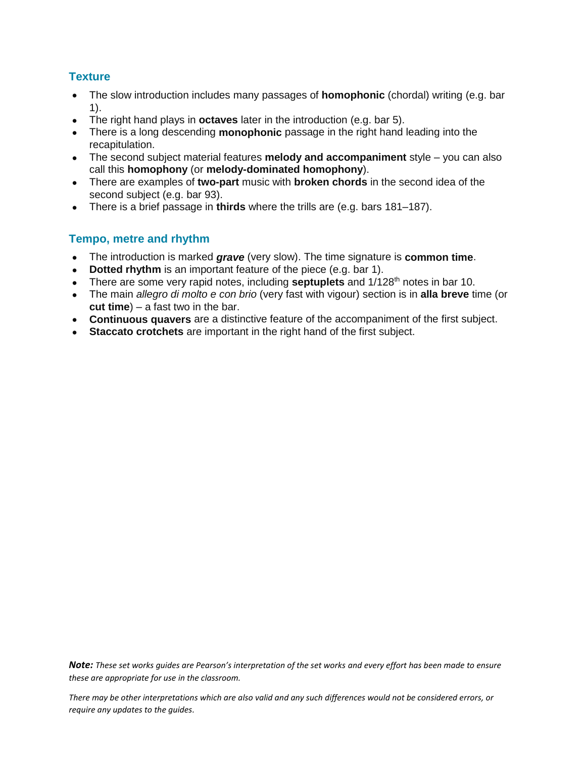## Texture

- The slow introduction includes many passages of **homophonic** (chordal) writing (e.g. bar 1).
- The right hand plays in **octaves** later in the introduction (e.g. bar 5).
- There is a long descending **monophonic** passage in the right hand leading into the recapitulation.
- The second subject material features **melody and accompaniment** style – you can also call this **homophony** (or **melody-dominated homophony**).
- There are examples of **two-part** music with **broken chords** in the second idea of the second subject (e.g. bar 93).
- There is a brief passage in **thirds** where the trills are (e.g. bars 181–187).

## Tempo, metre and rhythm

- The introduction is marked ***grave*** (very slow). The time signature is **common time**.
- **Dotted rhythm** is an important feature of the piece (e.g. bar 1).
- There are some very rapid notes, including **septuplets** and 1/128th notes in bar 10.
- The main *allegro di molto e con brio* (very fast with vigour) section is in **alla breve** time (or **cut time**) – a fast two in the bar.
- **Continuous quavers** are a distinctive feature of the accompaniment of the first subject.
- **Staccato crotchets** are important in the right hand of the first subject.

***Note:*** *These set works guides are Pearson's interpretation of the set works and every effort has been made to ensure these are appropriate for use in the classroom.*

*There may be other interpretations which are also valid and any such differences would not be considered errors, or require any updates to the guides.*